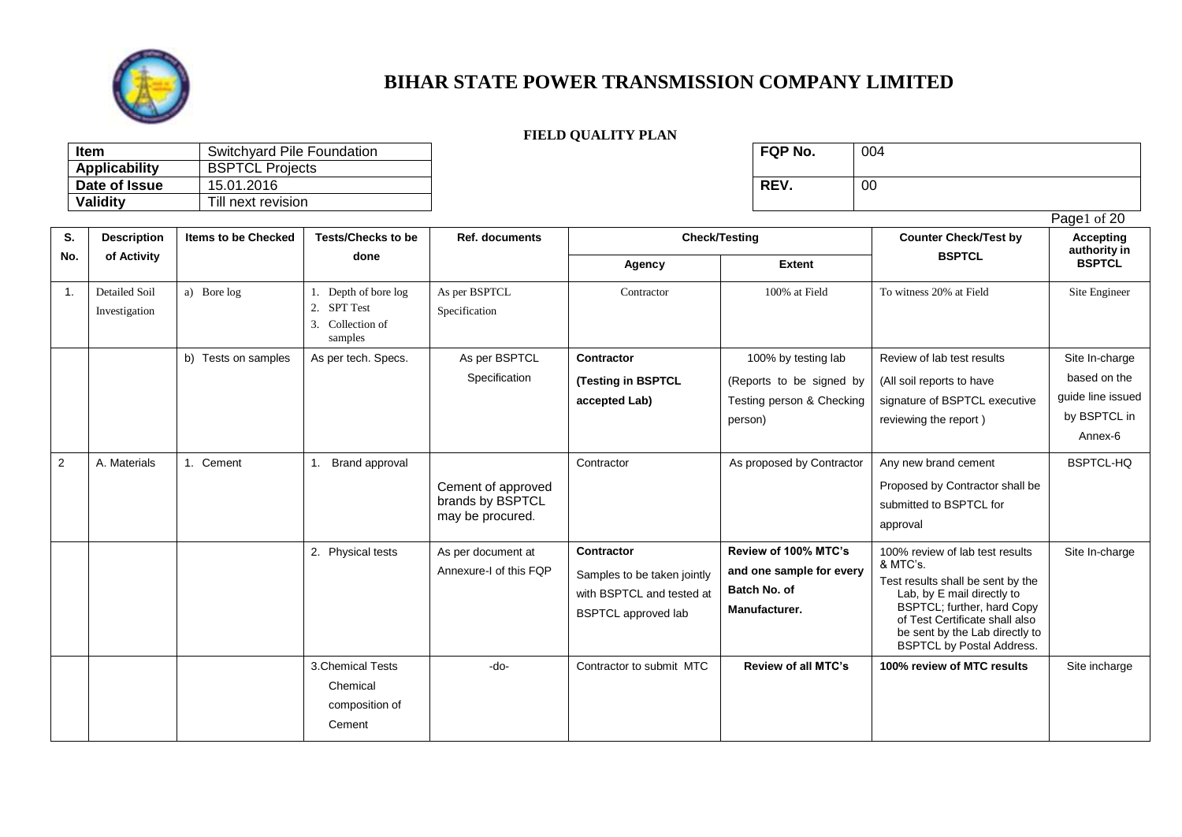# BIHAR STATE POWER TRANSMISSION COMPANY LIMITED

**FIELD QUALITY PLAN**

| | |
|---|---|
| **Item** | Switchyard Pile Foundation |
| **Applicability** | BSPTCL Projects |
| **Date of Issue** | 15.01.2016 |
| **Validity** | Till next revision |

| | |
|---|---|
| **FQP No.** | 004 |
| **REV.** | 00 |

| S. No. | Description of Activity | Items to be Checked | Tests/Checks to be done | Ref. documents | Check/Testing | | Counter Check/Test by BSPTCL | Accepting authority in BSPTCL |
|---|---|---|---|---|---|---|---|---|
| | | | | | **Agency** | **Extent** | | |
| 1. | Detailed Soil Investigation | a) Bore log | 1. Depth of bore log<br>2. SPT Test<br>3. Collection of samples | As per BSPTCL Specification | Contractor | 100% at Field | To witness 20% at Field | Site Engineer |
| | | b) Tests on samples | As per tech. Specs. | As per BSPTCL Specification | **Contractor (Testing in BSPTCL accepted Lab)** | 100% by testing lab (Reports to be signed by Testing person & Checking person) | Review of lab test results (All soil reports to have signature of BSPTCL executive reviewing the report ) | Site In-charge based on the guide line issued by BSPTCL in Annex-6 |
| 2 | A. Materials | 1. Cement | 1. Brand approval | Cement of approved brands by BSPTCL may be procured. | Contractor | As proposed by Contractor | Any new brand cement Proposed by Contractor shall be submitted to BSPTCL for approval | BSPTCL-HQ |
| | | | 2. Physical tests | As per document at Annexure-I of this FQP | **Contractor** Samples to be taken jointly with BSPTCL and tested at BSPTCL approved lab | **Review of 100% MTC's and one sample for every Batch No. of Manufacturer.** | 100% review of lab test results & MTC's.<br>Test results shall be sent by the Lab, by E mail directly to BSPTCL; further, hard Copy of Test Certificate shall also be sent by the Lab directly to BSPTCL by Postal Address. | Site In-charge |
| | | | 3.Chemical Tests Chemical composition of Cement | -do- | Contractor to submit MTC | **Review of all MTC's** | **100% review of MTC results** | Site incharge |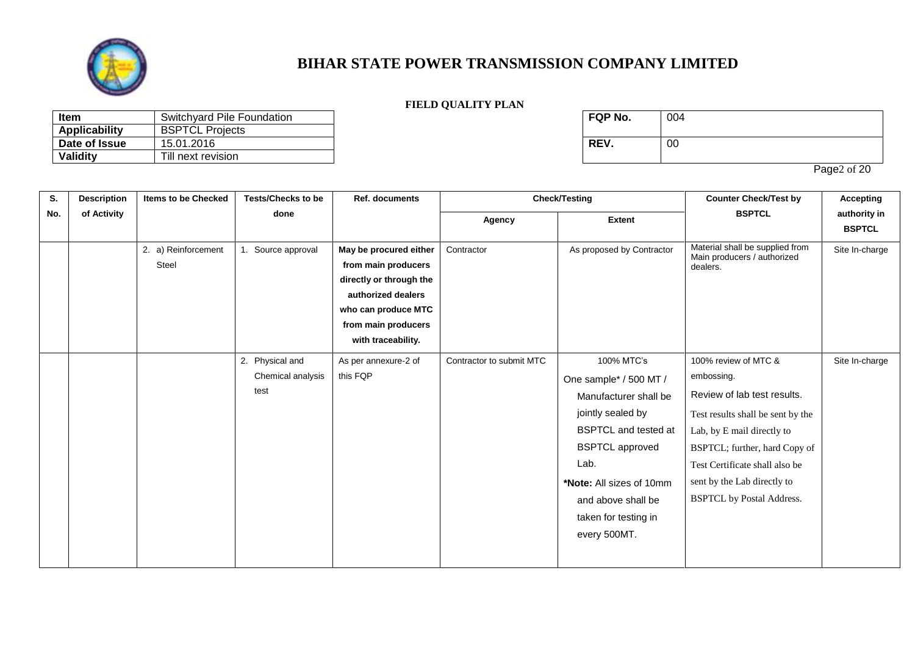# BIHAR STATE POWER TRANSMISSION COMPANY LIMITED

**FIELD QUALITY PLAN**

| | |
|---|---|
| **Item** | Switchyard Pile Foundation |
| **Applicability** | BSPTCL Projects |
| **Date of Issue** | 15.01.2016 |
| **Validity** | Till next revision |

| | |
|---|---|
| **FQP No.** | 004 |
| **REV.** | 00 |

| S. No. | Description of Activity | Items to be Checked | Tests/Checks to be done | Ref. documents | Check/Testing | | Counter Check/Test by BSPTCL | Accepting authority in BSPTCL |
|---|---|---|---|---|---|---|---|---|
| | | | | | Agency | Extent | | |
| | | 2. a) Reinforcement Steel | 1. Source approval | **May be procured either from main producers directly or through the authorized dealers who can produce MTC from main producers with traceability.** | Contractor | As proposed by Contractor | Material shall be supplied from Main producers / authorized dealers. | Site In-charge |
| | | | 2. Physical and Chemical analysis test | As per annexure-2 of this FQP | Contractor to submit MTC | 100% MTC's<br>One sample* / 500 MT / Manufacturer shall be jointly sealed by BSPTCL and tested at BSPTCL approved Lab.<br>***Note:** All sizes of 10mm and above shall be taken for testing in every 500MT. | 100% review of MTC & embossing.<br>Review of lab test results.<br>Test results shall be sent by the Lab, by E mail directly to BSPTCL; further, hard Copy of Test Certificate shall also be sent by the Lab directly to BSPTCL by Postal Address. | Site In-charge |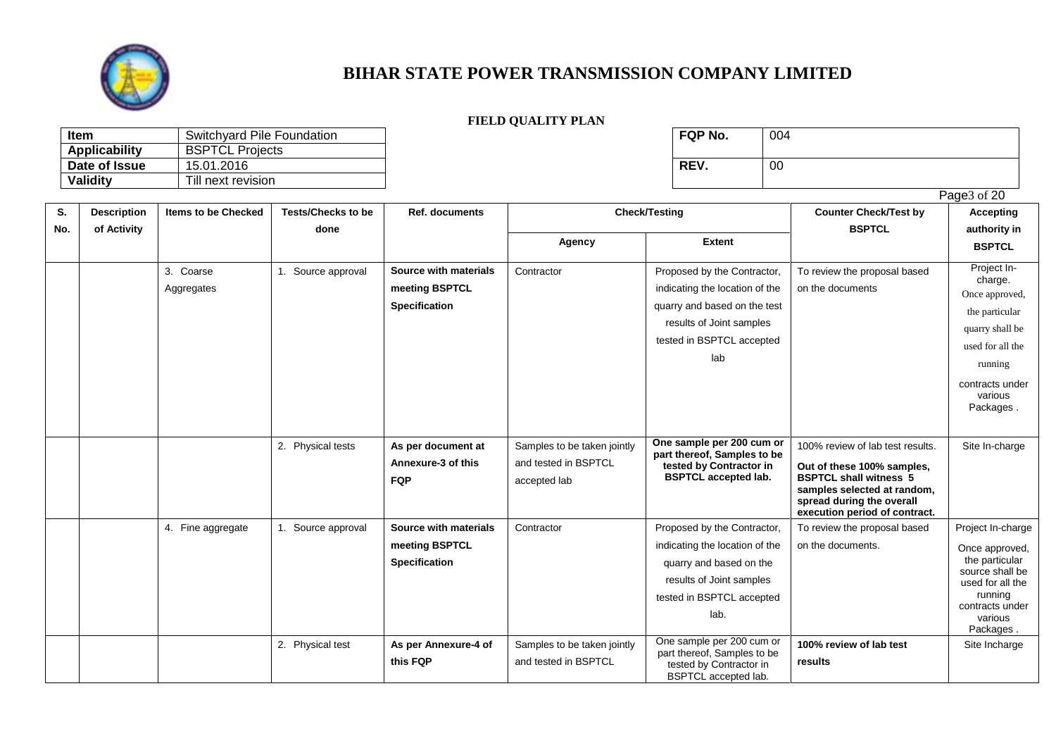# BIHAR STATE POWER TRANSMISSION COMPANY LIMITED

**FIELD QUALITY PLAN**

| | |
|---|---|
| **Item** | Switchyard Pile Foundation |
| **Applicability** | BSPTCL Projects |
| **Date of Issue** | 15.01.2016 |
| **Validity** | Till next revision |

| | |
|---|---|
| **FQP No.** | 004 |
| **REV.** | 00 |

| S. No. | Description of Activity | Items to be Checked | Tests/Checks to be done | Ref. documents | Check/Testing | | Counter Check/Test by BSPTCL | Accepting authority in BSPTCL |
|---|---|---|---|---|---|---|---|---|
| | | | | | Agency | Extent | | |
| | | 3. Coarse Aggregates | 1. Source approval | **Source with materials meeting BSPTCL Specification** | Contractor | Proposed by the Contractor, indicating the location of the quarry and based on the test results of Joint samples tested in BSPTCL accepted lab | To review the proposal based on the documents | Project In-charge. Once approved, the particular quarry shall be used for all the running contracts under various Packages . |
| | | | 2. Physical tests | **As per document at Annexure-3 of this FQP** | Samples to be taken jointly and tested in BSPTCL accepted lab | **One sample per 200 cum or part thereof, Samples to be tested by Contractor in BSPTCL accepted lab.** | 100% review of lab test results. **Out of these 100% samples, BSPTCL shall witness 5 samples selected at random, spread during the overall execution period of contract.** | Site In-charge |
| | | 4. Fine aggregate | 1. Source approval | **Source with materials meeting BSPTCL Specification** | Contractor | Proposed by the Contractor, indicating the location of the quarry and based on the results of Joint samples tested in BSPTCL accepted lab. | To review the proposal based on the documents. | Project In-charge Once approved, the particular source shall be used for all the running contracts under various Packages . |
| | | | 2. Physical test | **As per Annexure-4 of this FQP** | Samples to be taken jointly and tested in BSPTCL | One sample per 200 cum or part thereof, Samples to be tested by Contractor in BSPTCL accepted lab. | **100% review of lab test results** | Site Incharge |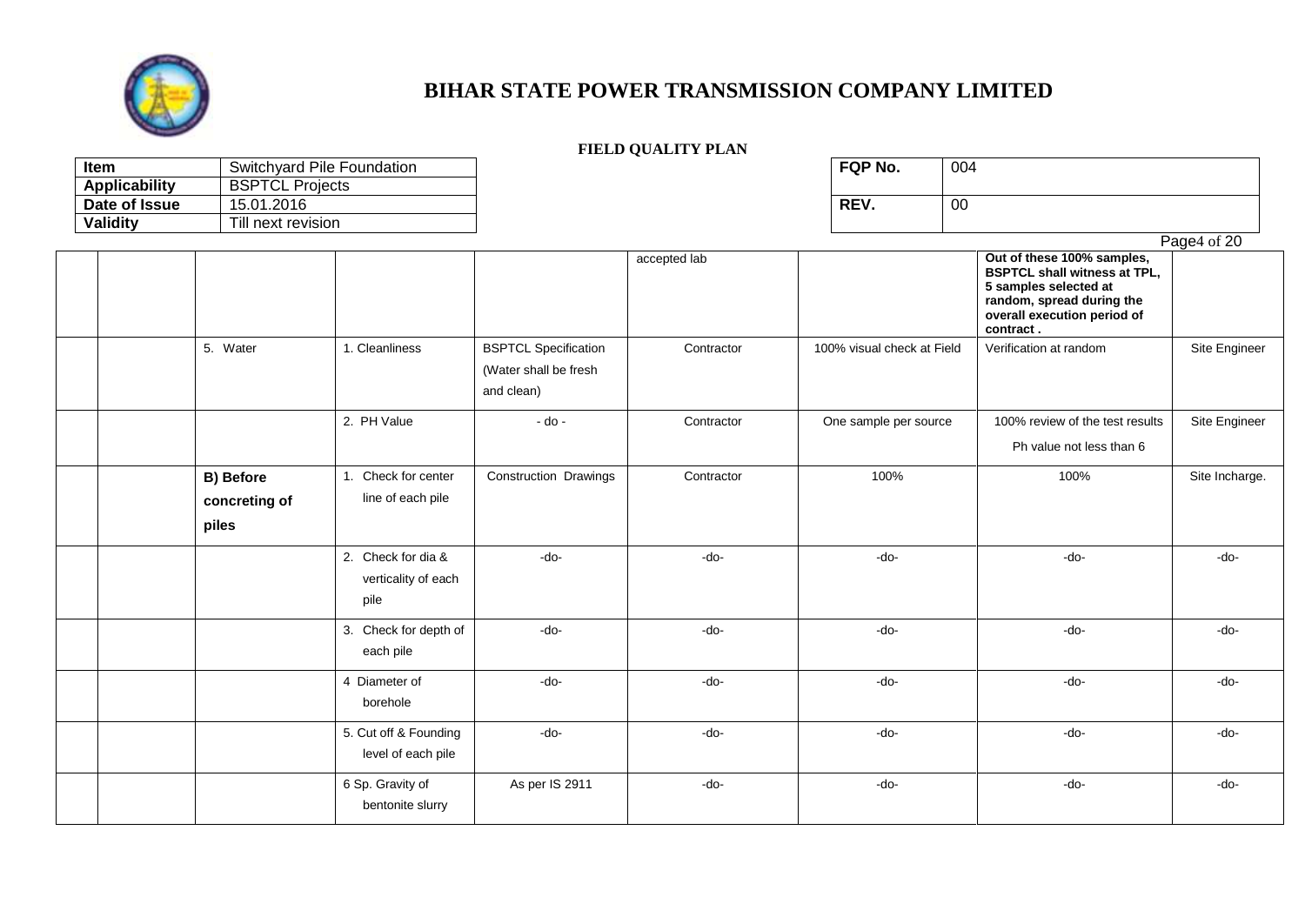# BIHAR STATE POWER TRANSMISSION COMPANY LIMITED

**FIELD QUALITY PLAN**

| | |
|---|---|
| **Item** | Switchyard Pile Foundation |
| **Applicability** | BSPTCL Projects |
| **Date of Issue** | 15.01.2016 |
| **Validity** | Till next revision |

| | |
|---|---|
| **FQP No.** | 004 |
| **REV.** | 00 |

| | | | | | | | | |
|---|---|---|---|---|---|---|---|---|
| | | | | | accepted lab | | **Out of these 100% samples, BSPTCL shall witness at TPL, 5 samples selected at random, spread during the overall execution period of contract .** | |
| | | 5. Water | 1. Cleanliness | BSPTCL Specification (Water shall be fresh and clean) | Contractor | 100% visual check at Field | Verification at random | Site Engineer |
| | | | 2. PH Value | - do - | Contractor | One sample per source | 100% review of the test results Ph value not less than 6 | Site Engineer |
| | | **B) Before concreting of piles** | 1. Check for center line of each pile | Construction Drawings | Contractor | 100% | 100% | Site Incharge. |
| | | | 2. Check for dia & verticality of each pile | -do- | -do- | -do- | -do- | -do- |
| | | | 3. Check for depth of each pile | -do- | -do- | -do- | -do- | -do- |
| | | | 4 Diameter of borehole | -do- | -do- | -do- | -do- | -do- |
| | | | 5. Cut off & Founding level of each pile | -do- | -do- | -do- | -do- | -do- |
| | | | 6 Sp. Gravity of bentonite slurry | As per IS 2911 | -do- | -do- | -do- | -do- |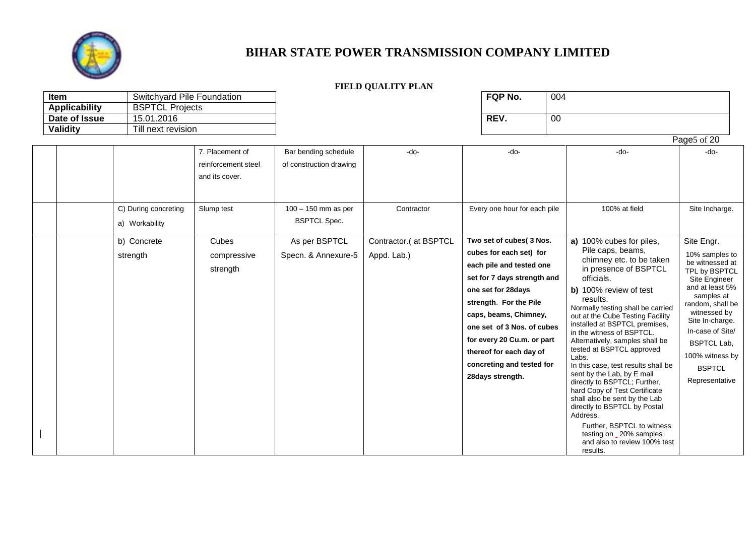# BIHAR STATE POWER TRANSMISSION COMPANY LIMITED

**FIELD QUALITY PLAN**

| | |
|---|---|
| **Item** | Switchyard Pile Foundation |
| **Applicability** | BSPTCL Projects |
| **Date of Issue** | 15.01.2016 |
| **Validity** | Till next revision |

| | |
|---|---|
| **FQP No.** | 004 |
| **REV.** | 00 |

| | | | | | | | | |
|---|---|---|---|---|---|---|---|---|
| | | | 7. Placement of reinforcement steel and its cover. | Bar bending schedule of construction drawing | -do- | -do- | -do- | -do- |
| | | C) During concreting<br>a) Workability | Slump test | 100 – 150 mm as per BSPTCL Spec. | Contractor | Every one hour for each pile | 100% at field | Site Incharge. |
| | | b) Concrete strength | Cubes compressive strength | As per BSPTCL Specn. & Annexure-5 | Contractor.( at BSPTCL Appd. Lab.) | **Two set of cubes( 3 Nos. cubes for each set) for each pile and tested one set for 7 days strength and one set for 28days strength. For the Pile caps, beams, Chimney, one set of 3 Nos. of cubes for every 20 Cu.m. or part thereof for each day of concreting and tested for 28days strength.** | **a)** 100% cubes for piles, Pile caps, beams, chimney etc. to be taken in presence of BSPTCL officials.<br>**b)** 100% review of test results.<br>Normally testing shall be carried out at the Cube Testing Facility installed at BSPTCL premises, in the witness of BSPTCL. Alternatively, samples shall be tested at BSPTCL approved Labs.<br>In this case, test results shall be sent by the Lab, by E mail directly to BSPTCL; Further, hard Copy of Test Certificate shall also be sent by the Lab directly to BSPTCL by Postal Address.<br>Further, BSPTCL to witness testing on 20% samples and also to review 100% test results. | Site Engr.<br>10% samples to be witnessed at TPL by BSPTCL Site Engineer and at least 5% samples at random, shall be witnessed by Site In-charge. In-case of Site/ BSPTCL Lab, 100% witness by BSPTCL Representative |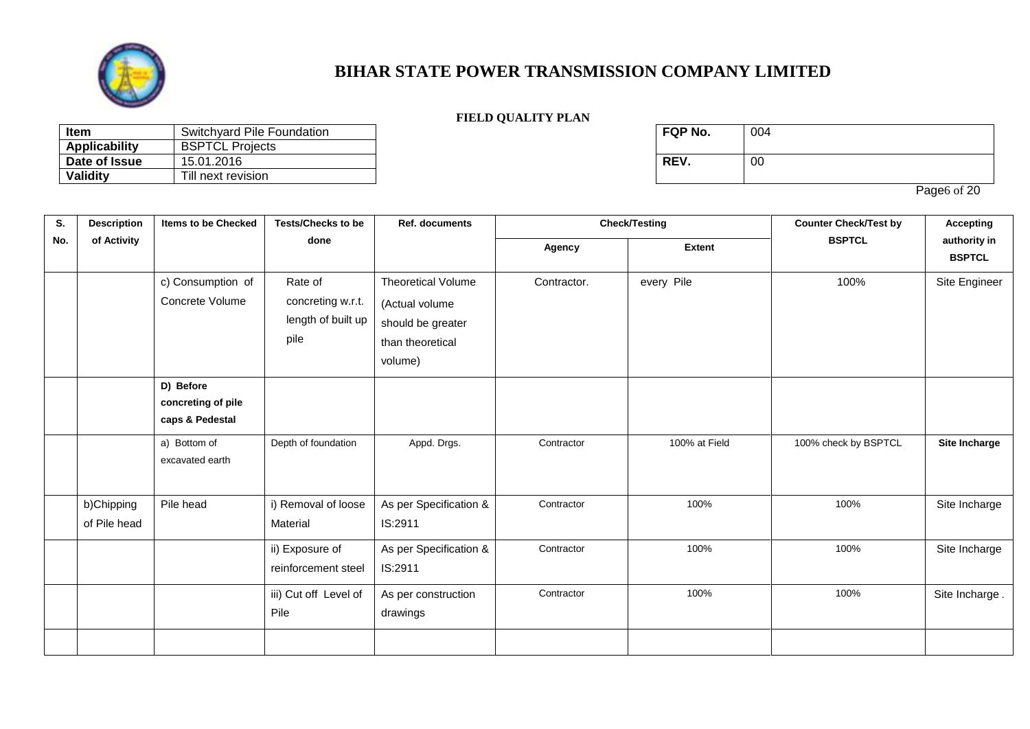# BIHAR STATE POWER TRANSMISSION COMPANY LIMITED

**FIELD QUALITY PLAN**

| | |
|---|---|
| **Item** | Switchyard Pile Foundation |
| **Applicability** | BSPTCL Projects |
| **Date of Issue** | 15.01.2016 |
| **Validity** | Till next revision |

| | |
|---|---|
| **FQP No.** | 004 |
| **REV.** | 00 |

| S. No. | Description of Activity | Items to be Checked | Tests/Checks to be done | Ref. documents | Check/Testing | | Counter Check/Test by BSPTCL | Accepting authority in BSPTCL |
|---|---|---|---|---|---|---|---|---|
| | | | | | Agency | Extent | | |
| | | c) Consumption of Concrete Volume | Rate of concreting w.r.t. length of built up pile | Theoretical Volume (Actual volume should be greater than theoretical volume) | Contractor. | every Pile | 100% | Site Engineer |
| | | **D) Before concreting of pile caps & Pedestal** | | | | | | |
| | | a) Bottom of excavated earth | Depth of foundation | Appd. Drgs. | Contractor | 100% at Field | 100% check by BSPTCL | **Site Incharge** |
| | b)Chipping of Pile head | Pile head | i) Removal of loose Material | As per Specification & IS:2911 | Contractor | 100% | 100% | Site Incharge |
| | | | ii) Exposure of reinforcement steel | As per Specification & IS:2911 | Contractor | 100% | 100% | Site Incharge |
| | | | iii) Cut off Level of Pile | As per construction drawings | Contractor | 100% | 100% | Site Incharge . |
| | | | | | | | | |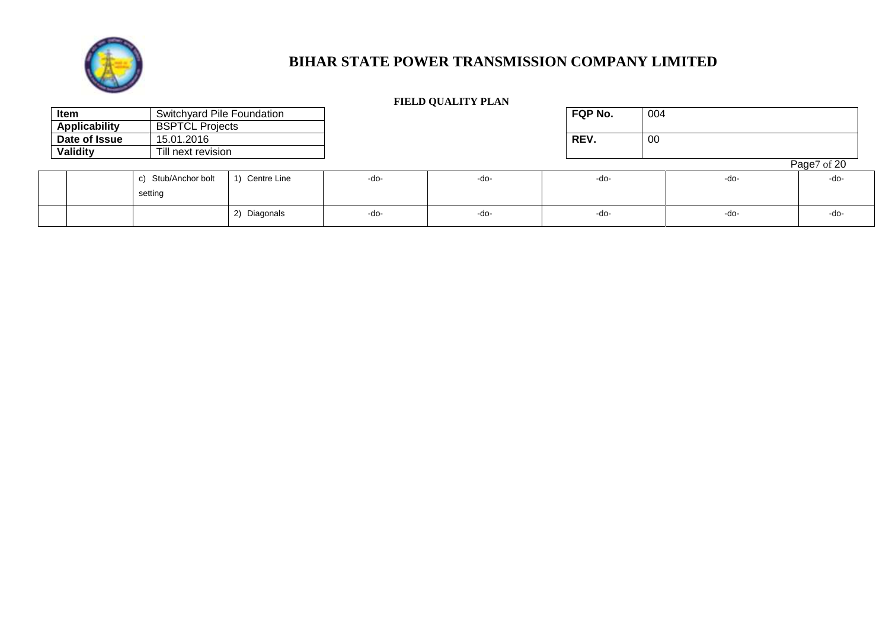# BIHAR STATE POWER TRANSMISSION COMPANY LIMITED

**FIELD QUALITY PLAN**

| | |
|---|---|
| **Item** | Switchyard Pile Foundation |
| **Applicability** | BSPTCL Projects |
| **Date of Issue** | 15.01.2016 |
| **Validity** | Till next revision |

| | |
|---|---|
| **FQP No.** | 004 |
| **REV.** | 00 |

| | | | | | | | | |
|---|---|---|---|---|---|---|---|---|
| | | c) Stub/Anchor bolt setting | 1) Centre Line | -do- | -do- | -do- | -do- | -do- |
| | | | 2) Diagonals | -do- | -do- | -do- | -do- | -do- |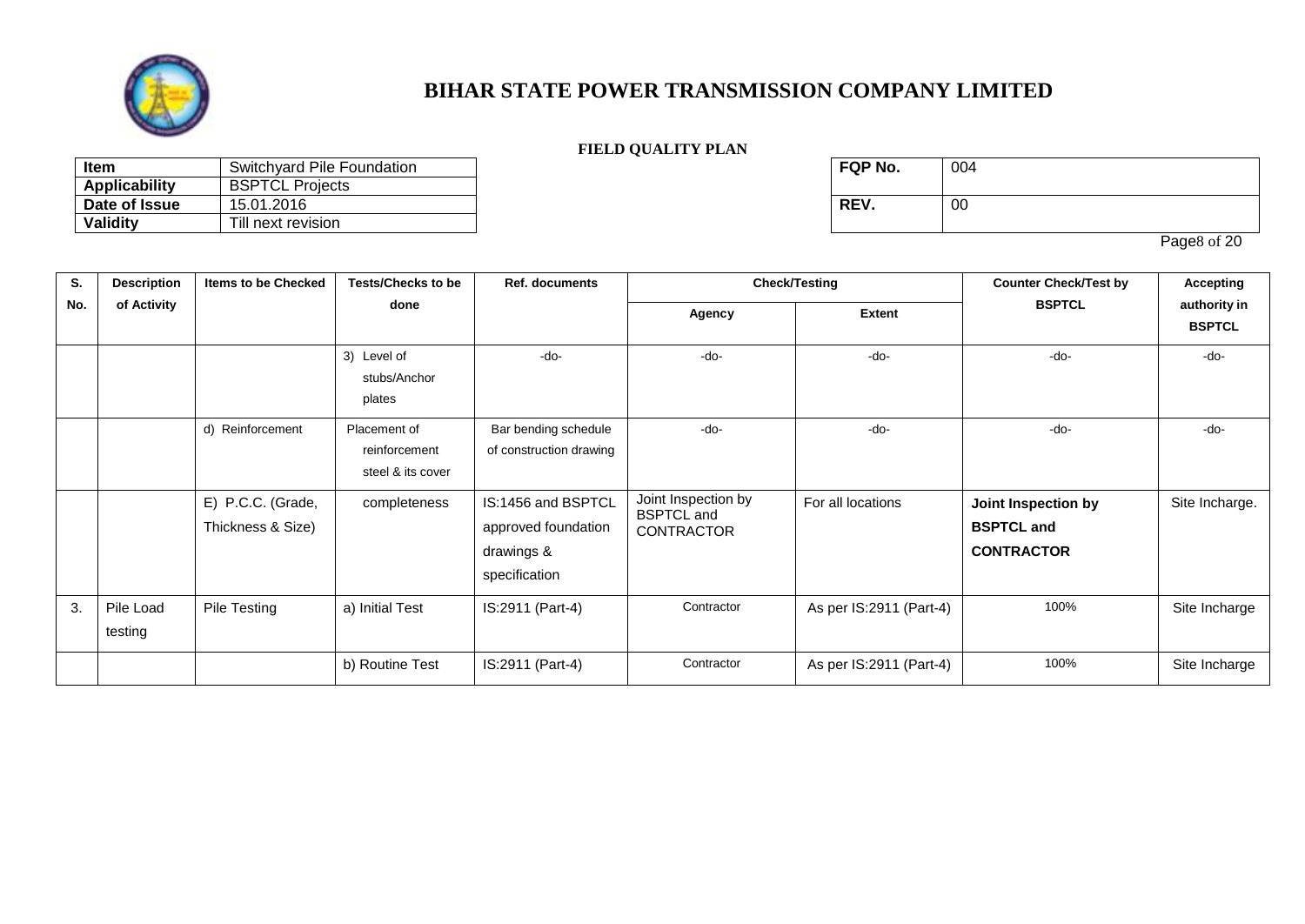# BIHAR STATE POWER TRANSMISSION COMPANY LIMITED

**FIELD QUALITY PLAN**

| | |
|---|---|
| **Item** | Switchyard Pile Foundation |
| **Applicability** | BSPTCL Projects |
| **Date of Issue** | 15.01.2016 |
| **Validity** | Till next revision |

| | |
|---|---|
| **FQP No.** | 004 |
| **REV.** | 00 |

| S. No. | Description of Activity | Items to be Checked | Tests/Checks to be done | Ref. documents | Check/Testing | | Counter Check/Test by BSPTCL | Accepting authority in BSPTCL |
|---|---|---|---|---|---|---|---|---|
| | | | | | Agency | Extent | | |
| | | | 3) Level of stubs/Anchor plates | -do- | -do- | -do- | -do- | -do- |
| | | d) Reinforcement | Placement of reinforcement steel & its cover | Bar bending schedule of construction drawing | -do- | -do- | -do- | -do- |
| | | E) P.C.C. (Grade, Thickness & Size) | completeness | IS:1456 and BSPTCL approved foundation drawings & specification | Joint Inspection by BSPTCL and CONTRACTOR | For all locations | **Joint Inspection by BSPTCL and CONTRACTOR** | Site Incharge. |
| 3. | Pile Load testing | Pile Testing | a) Initial Test | IS:2911 (Part-4) | Contractor | As per IS:2911 (Part-4) | 100% | Site Incharge |
| | | | b) Routine Test | IS:2911 (Part-4) | Contractor | As per IS:2911 (Part-4) | 100% | Site Incharge |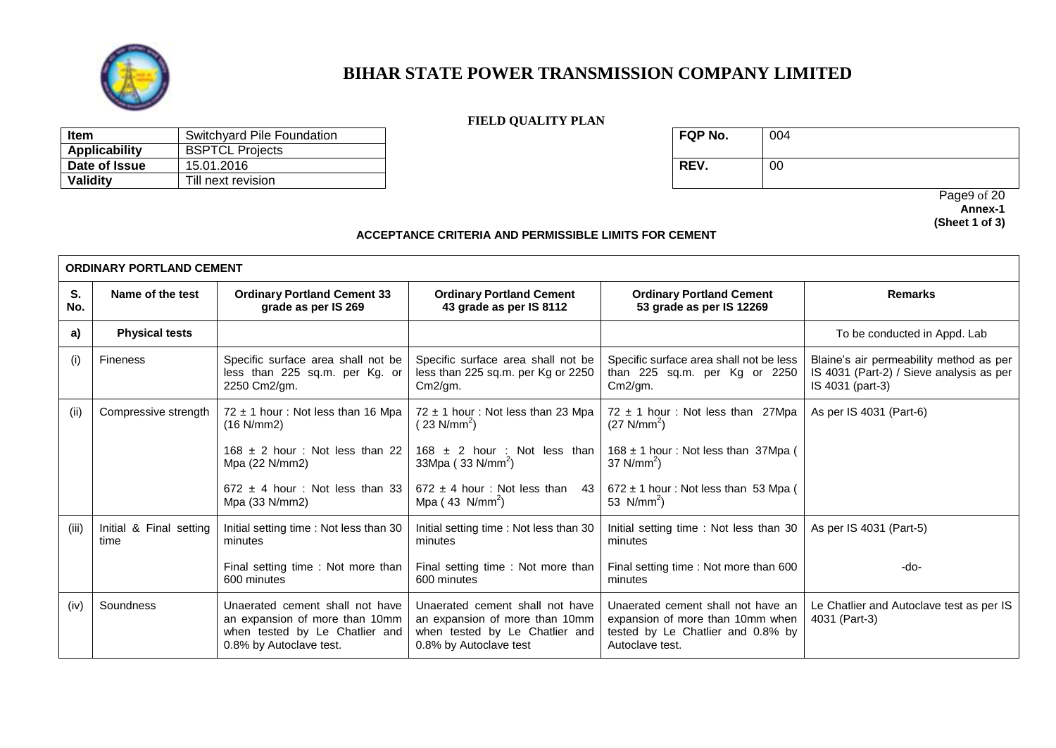# BIHAR STATE POWER TRANSMISSION COMPANY LIMITED

**FIELD QUALITY PLAN**

| | |
|---|---|
| **Item** | Switchyard Pile Foundation |
| **Applicability** | BSPTCL Projects |
| **Date of Issue** | 15.01.2016 |
| **Validity** | Till next revision |

| | |
|---|---|
| **FQP No.** | 004 |
| **REV.** | 00 |

**Annex-1**
**(Sheet 1 of 3)**

**ACCEPTANCE CRITERIA AND PERMISSIBLE LIMITS FOR CEMENT**

**ORDINARY PORTLAND CEMENT**

| S. No. | Name of the test | Ordinary Portland Cement 33 grade as per IS 269 | Ordinary Portland Cement 43 grade as per IS 8112 | Ordinary Portland Cement 53 grade as per IS 12269 | Remarks |
|---|---|---|---|---|---|
| **a)** | **Physical tests** | | | | To be conducted in Appd. Lab |
| (i) | Fineness | Specific surface area shall not be less than 225 sq.m. per Kg. or 2250 Cm2/gm. | Specific surface area shall not be less than 225 sq.m. per Kg or 2250 Cm2/gm. | Specific surface area shall not be less than 225 sq.m. per Kg or 2250 Cm2/gm. | Blaine's air permeability method as per IS 4031 (Part-2) / Sieve analysis as per IS 4031 (part-3) |
| (ii) | Compressive strength | 72 ± 1 hour : Not less than 16 Mpa (16 N/mm2)<br><br>168 ± 2 hour : Not less than 22 Mpa (22 N/mm2)<br><br>672 ± 4 hour : Not less than 33 Mpa (33 N/mm2) | 72 ± 1 hour : Not less than 23 Mpa ( 23 N/mm$^2$)<br><br>168 ± 2 hour : Not less than 33Mpa ( 33 N/mm$^2$)<br><br>672 ± 4 hour : Not less than 43 Mpa ( 43 N/mm$^2$) | 72 ± 1 hour : Not less than 27Mpa (27 N/mm$^2$)<br><br>168 ± 1 hour : Not less than 37Mpa ( 37 N/mm$^2$)<br><br>672 ± 1 hour : Not less than 53 Mpa ( 53 N/mm$^2$) | As per IS 4031 (Part-6) |
| (iii) | Initial & Final setting time | Initial setting time : Not less than 30 minutes<br><br>Final setting time : Not more than 600 minutes | Initial setting time : Not less than 30 minutes<br><br>Final setting time : Not more than 600 minutes | Initial setting time : Not less than 30 minutes<br><br>Final setting time : Not more than 600 minutes | As per IS 4031 (Part-5)<br><br>-do- |
| (iv) | Soundness | Unaerated cement shall not have an expansion of more than 10mm when tested by Le Chatlier and 0.8% by Autoclave test. | Unaerated cement shall not have an expansion of more than 10mm when tested by Le Chatlier and 0.8% by Autoclave test | Unaerated cement shall not have an expansion of more than 10mm when tested by Le Chatlier and 0.8% by Autoclave test. | Le Chatlier and Autoclave test as per IS 4031 (Part-3) |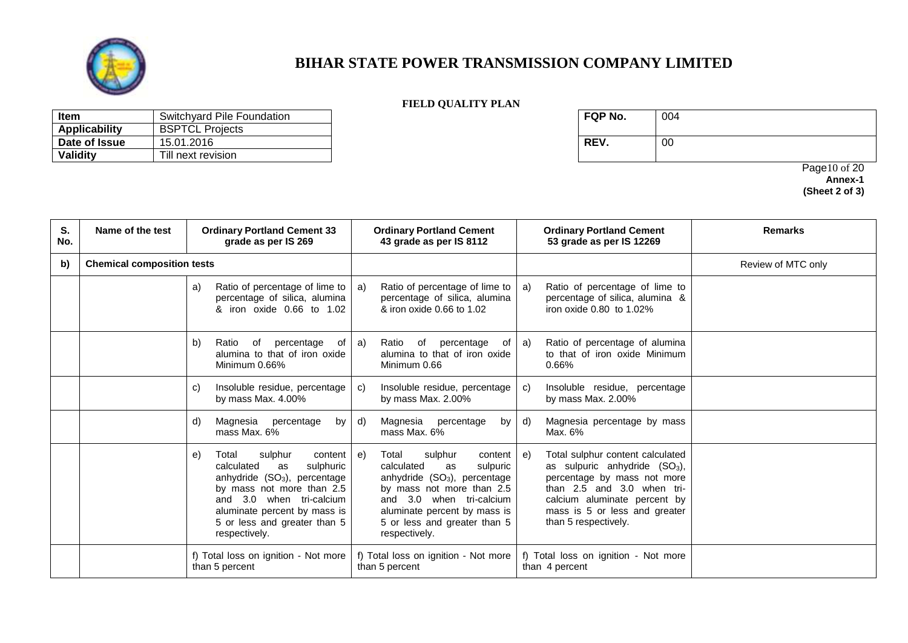# BIHAR STATE POWER TRANSMISSION COMPANY LIMITED

**FIELD QUALITY PLAN**

| Item | Switchyard Pile Foundation |
|---|---|
| Applicability | BSPTCL Projects |
| Date of Issue | 15.01.2016 |
| Validity | Till next revision |

| FQP No. | 004 |
|---|---|
| REV. | 00 |

**Annex-1**
**(Sheet 2 of 3)**

| S. No. | Name of the test | Ordinary Portland Cement 33 grade as per IS 269 | Ordinary Portland Cement 43 grade as per IS 8112 | Ordinary Portland Cement 53 grade as per IS 12269 | Remarks |
|---|---|---|---|---|---|
| b) | Chemical composition tests | | | | Review of MTC only |
| | | a) Ratio of percentage of lime to percentage of silica, alumina & iron oxide 0.66 to 1.02 | a) Ratio of percentage of lime to percentage of silica, alumina & iron oxide 0.66 to 1.02 | a) Ratio of percentage of lime to percentage of silica, alumina & iron oxide 0.80 to 1.02% | |
| | | b) Ratio of percentage of alumina to that of iron oxide Minimum 0.66% | a) Ratio of percentage of alumina to that of iron oxide Minimum 0.66 | a) Ratio of percentage of alumina to that of iron oxide Minimum 0.66% | |
| | | c) Insoluble residue, percentage by mass Max. 4.00% | c) Insoluble residue, percentage by mass Max. 2.00% | c) Insoluble residue, percentage by mass Max. 2.00% | |
| | | d) Magnesia percentage by mass Max. 6% | d) Magnesia percentage by mass Max. 6% | d) Magnesia percentage by mass Max. 6% | |
| | | e) Total sulphur content calculated as sulphuric anhydride ($SO_3$), percentage by mass not more than 2.5 and 3.0 when tri-calcium aluminate percent by mass is 5 or less and greater than 5 respectively. | e) Total sulphur content calculated as sulpuric anhydride ($SO_3$), percentage by mass not more than 2.5 and 3.0 when tri-calcium aluminate percent by mass is 5 or less and greater than 5 respectively. | e) Total sulphur content calculated as sulpuric anhydride ($SO_3$), percentage by mass not more than 2.5 and 3.0 when tri-calcium aluminate percent by mass is 5 or less and greater than 5 respectively. | |
| | | f) Total loss on ignition - Not more than 5 percent | f) Total loss on ignition - Not more than 5 percent | f) Total loss on ignition - Not more than 4 percent | |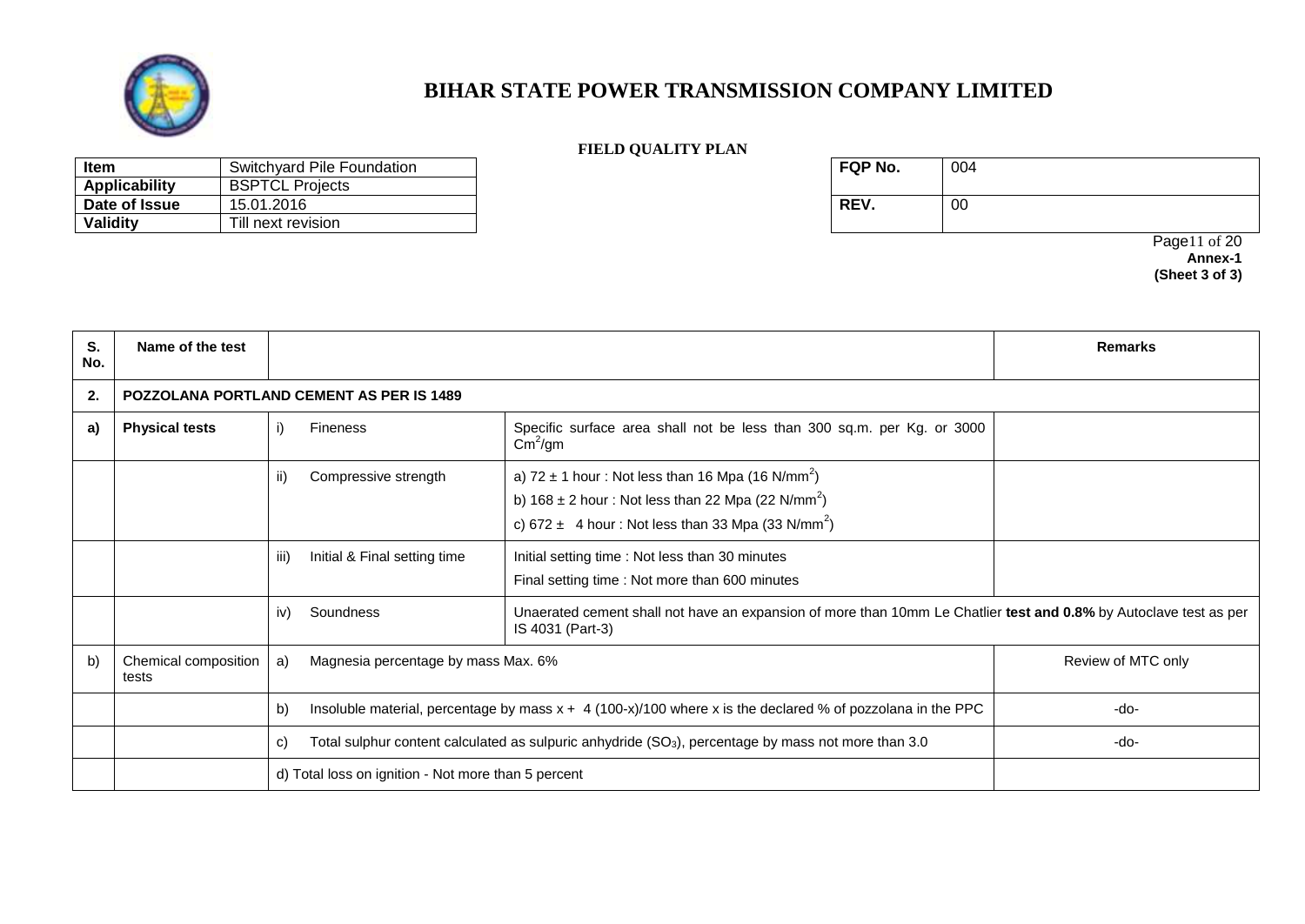# BIHAR STATE POWER TRANSMISSION COMPANY LIMITED

**FIELD QUALITY PLAN**

| **Item** | Switchyard Pile Foundation |
|---|---|
| **Applicability** | BSPTCL Projects |
| **Date of Issue** | 15.01.2016 |
| **Validity** | Till next revision |

| **FQP No.** | 004 |
|---|---|
| **REV.** | 00 |

**Annex-1**
**(Sheet 3 of 3)**

| S. No. | Name of the test | | | Remarks |
|---|---|---|---|---|
| **2.** | **POZZOLANA PORTLAND CEMENT AS PER IS 1489** | | | |
| **a)** | **Physical tests** | i) Fineness | Specific surface area shall not be less than 300 sq.m. per Kg. or 3000 $Cm^2/gm$ | |
| | | ii) Compressive strength | a) 72 ± 1 hour : Not less than 16 Mpa (16 $N/mm^2$)<br>b) 168 ± 2 hour : Not less than 22 Mpa (22 $N/mm^2$)<br>c) 672 ± 4 hour : Not less than 33 Mpa (33 $N/mm^2$) | |
| | | iii) Initial & Final setting time | Initial setting time : Not less than 30 minutes<br>Final setting time : Not more than 600 minutes | |
| | | iv) Soundness | Unaerated cement shall not have an expansion of more than 10mm Le Chatlier **test and 0.8%** by Autoclave test as per IS 4031 (Part-3) | |
| b) | Chemical composition tests | a) Magnesia percentage by mass Max. 6% | | Review of MTC only |
| | | b) Insoluble material, percentage by mass x + 4 (100-x)/100 where x is the declared % of pozzolana in the PPC | | -do- |
| | | c) Total sulphur content calculated as sulpuric anhydride ($SO_3$), percentage by mass not more than 3.0 | | -do- |
| | | d) Total loss on ignition - Not more than 5 percent | | |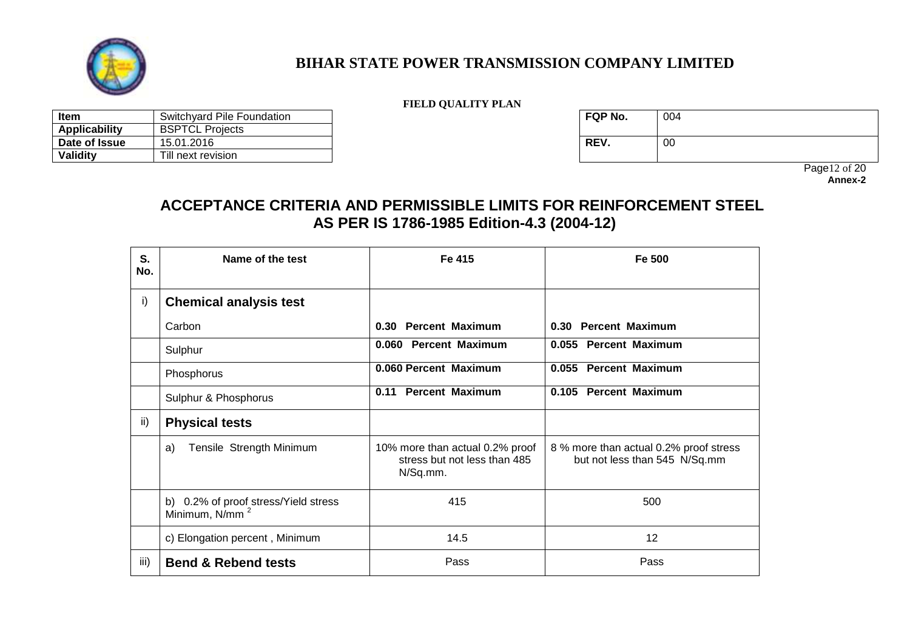# BIHAR STATE POWER TRANSMISSION COMPANY LIMITED

**FIELD QUALITY PLAN**

| | |
|---|---|
| **Item** | Switchyard Pile Foundation |
| **Applicability** | BSPTCL Projects |
| **Date of Issue** | 15.01.2016 |
| **Validity** | Till next revision |

| | |
|---|---|
| **FQP No.** | 004 |
| **REV.** | 00 |

**Annex-2**

## ACCEPTANCE CRITERIA AND PERMISSIBLE LIMITS FOR REINFORCEMENT STEEL AS PER IS 1786-1985 Edition-4.3 (2004-12)

| S. No. | Name of the test | Fe 415 | Fe 500 |
|---|---|---|---|
| i) | **Chemical analysis test** | | |
| | Carbon | **0.30 Percent Maximum** | **0.30 Percent Maximum** |
| | Sulphur | **0.060 Percent Maximum** | **0.055 Percent Maximum** |
| | Phosphorus | **0.060 Percent Maximum** | **0.055 Percent Maximum** |
| | Sulphur & Phosphorus | **0.11 Percent Maximum** | **0.105 Percent Maximum** |
| ii) | **Physical tests** | | |
| | a) Tensile Strength Minimum | 10% more than actual 0.2% proof stress but not less than 485 N/Sq.mm. | 8 % more than actual 0.2% proof stress but not less than 545 N/Sq.mm |
| | b) 0.2% of proof stress/Yield stress Minimum, $N/mm^2$ | 415 | 500 |
| | c) Elongation percent , Minimum | 14.5 | 12 |
| iii) | **Bend & Rebend tests** | Pass | Pass |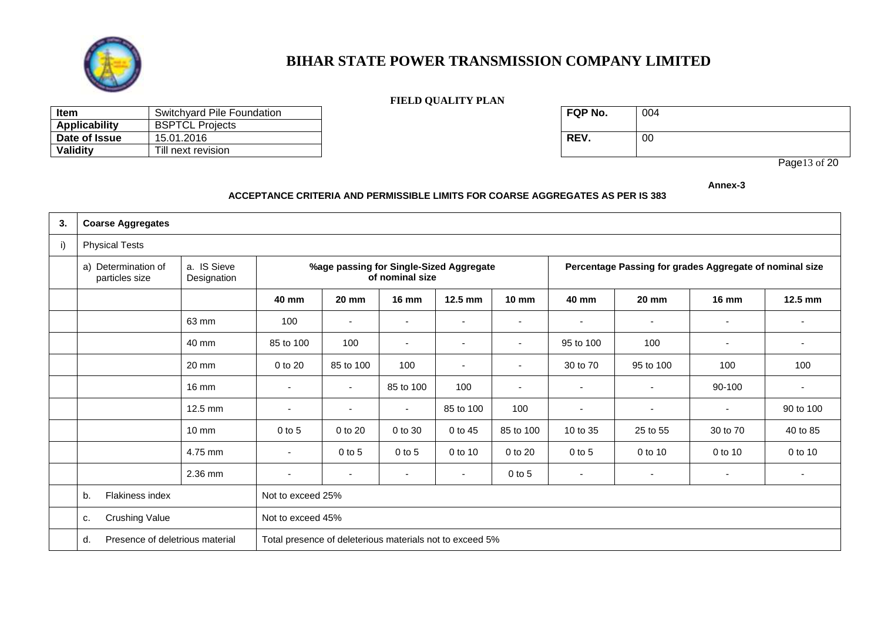# BIHAR STATE POWER TRANSMISSION COMPANY LIMITED

**FIELD QUALITY PLAN**

| | |
|---|---|
| **Item** | Switchyard Pile Foundation |
| **Applicability** | BSPTCL Projects |
| **Date of Issue** | 15.01.2016 |
| **Validity** | Till next revision |

| | |
|---|---|
| **FQP No.** | 004 |
| **REV.** | 00 |

**Annex-3**

**ACCEPTANCE CRITERIA AND PERMISSIBLE LIMITS FOR COARSE AGGREGATES AS PER IS 383**

| | | | | | | | | | | | |
|---|---|---|---|---|---|---|---|---|---|---|---|
| **3.** | **Coarse Aggregates** | | | | | | | | | | |
| i) | Physical Tests | | | | | | | | | | |
| | a) Determination of particles size | a. IS Sieve Designation | **%age passing for Single-Sized Aggregate of nominal size** | | | | | **Percentage Passing for grades Aggregate of nominal size** | | | |
| | | | **40 mm** | **20 mm** | **16 mm** | **12.5 mm** | **10 mm** | **40 mm** | **20 mm** | **16 mm** | **12.5 mm** |
| | | 63 mm | 100 | - | - | - | - | - | - | - | - |
| | | 40 mm | 85 to 100 | 100 | - | - | - | 95 to 100 | 100 | - | - |
| | | 20 mm | 0 to 20 | 85 to 100 | 100 | - | - | 30 to 70 | 95 to 100 | 100 | 100 |
| | | 16 mm | - | - | 85 to 100 | 100 | - | - | - | 90-100 | - |
| | | 12.5 mm | - | - | - | 85 to 100 | 100 | - | - | - | 90 to 100 |
| | | 10 mm | 0 to 5 | 0 to 20 | 0 to 30 | 0 to 45 | 85 to 100 | 10 to 35 | 25 to 55 | 30 to 70 | 40 to 85 |
| | | 4.75 mm | - | 0 to 5 | 0 to 5 | 0 to 10 | 0 to 20 | 0 to 5 | 0 to 10 | 0 to 10 | 0 to 10 |
| | | 2.36 mm | - | - | - | - | 0 to 5 | - | - | - | - |
| | b. Flakiness index | | Not to exceed 25% | | | | | | | | |
| | c. Crushing Value | | Not to exceed 45% | | | | | | | | |
| | d. Presence of deletrious material | | Total presence of deleterious materials not to exceed 5% | | | | | | | | |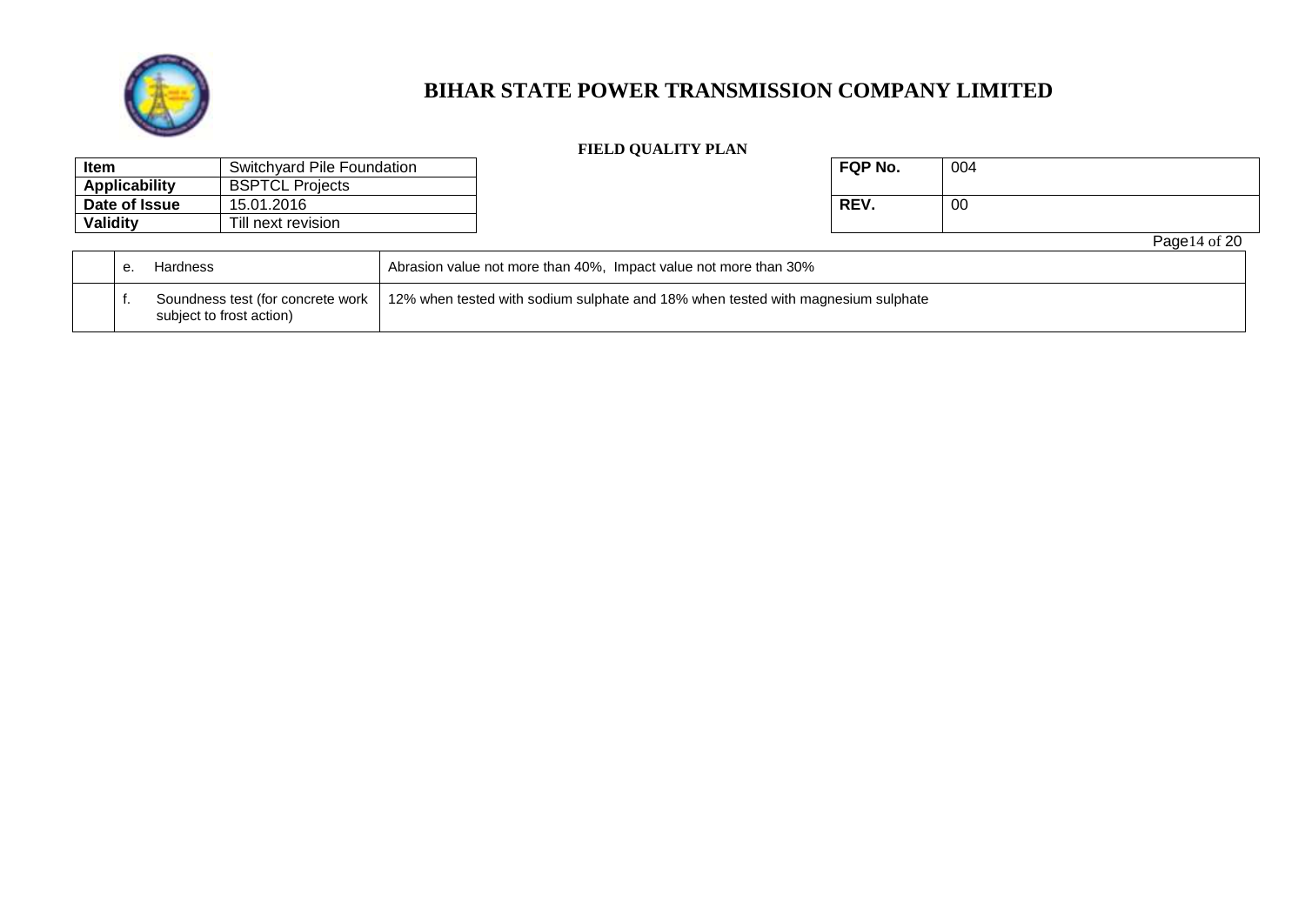| | | |
|---|---|---|
| | e. Hardness | Abrasion value not more than 40%, Impact value not more than 30% |
| | f. Soundness test (for concrete work subject to frost action) | 12% when tested with sodium sulphate and 18% when tested with magnesium sulphate |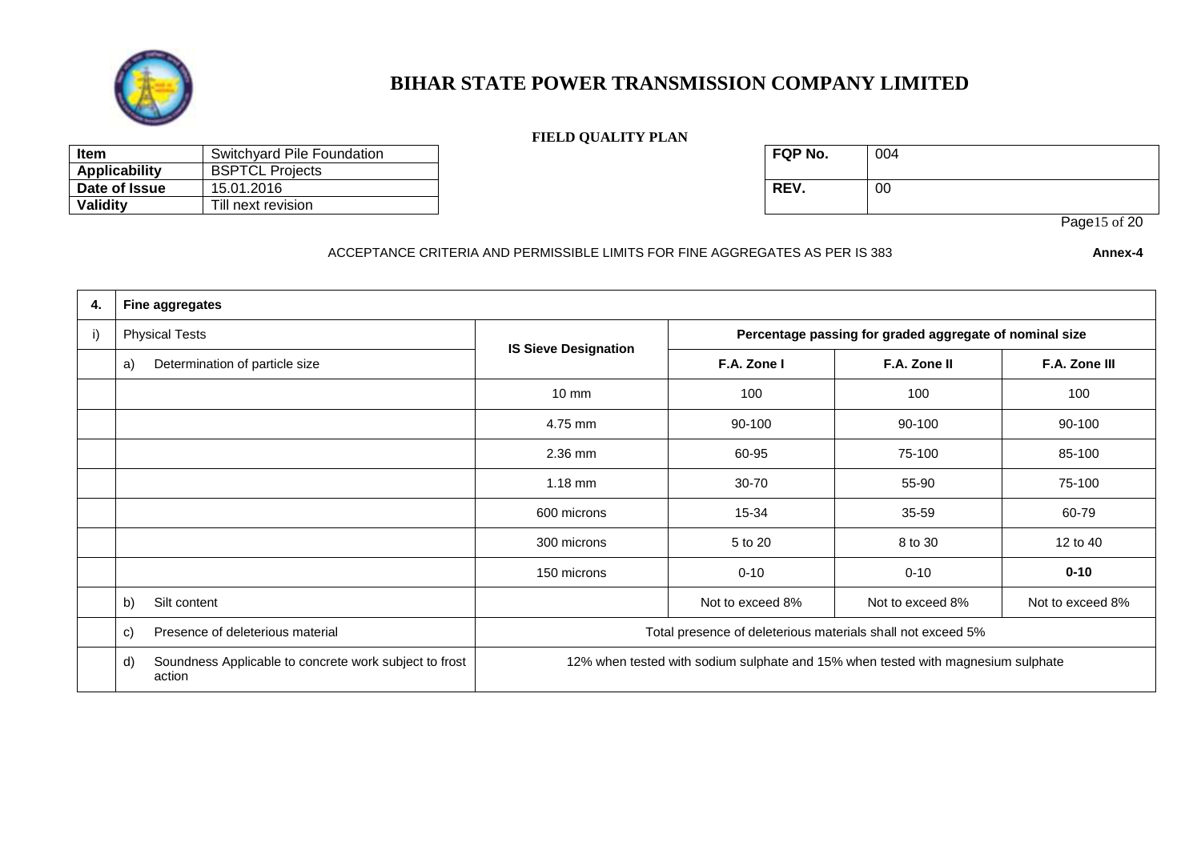# BIHAR STATE POWER TRANSMISSION COMPANY LIMITED

**FIELD QUALITY PLAN**

| | |
|---|---|
| **Item** | Switchyard Pile Foundation |
| **Applicability** | BSPTCL Projects |
| **Date of Issue** | 15.01.2016 |
| **Validity** | Till next revision |

| | |
|---|---|
| **FQP No.** | 004 |
| **REV.** | 00 |

ACCEPTANCE CRITERIA AND PERMISSIBLE LIMITS FOR FINE AGGREGATES AS PER IS 383 **Annex-4**

| **4.** | **Fine aggregates** | | | | |
|---|---|---|---|---|---|
| i) | Physical Tests | **IS Sieve Designation** | **Percentage passing for graded aggregate of nominal size** | | |
| | a) Determination of particle size | | **F.A. Zone I** | **F.A. Zone II** | **F.A. Zone III** |
| | | 10 mm | 100 | 100 | 100 |
| | | 4.75 mm | 90-100 | 90-100 | 90-100 |
| | | 2.36 mm | 60-95 | 75-100 | 85-100 |
| | | 1.18 mm | 30-70 | 55-90 | 75-100 |
| | | 600 microns | 15-34 | 35-59 | 60-79 |
| | | 300 microns | 5 to 20 | 8 to 30 | 12 to 40 |
| | | 150 microns | 0-10 | 0-10 | **0-10** |
| | b) Silt content | | Not to exceed 8% | Not to exceed 8% | Not to exceed 8% |
| | c) Presence of deleterious material | Total presence of deleterious materials shall not exceed 5% | | | |
| | d) Soundness Applicable to concrete work subject to frost action | 12% when tested with sodium sulphate and 15% when tested with magnesium sulphate | | | |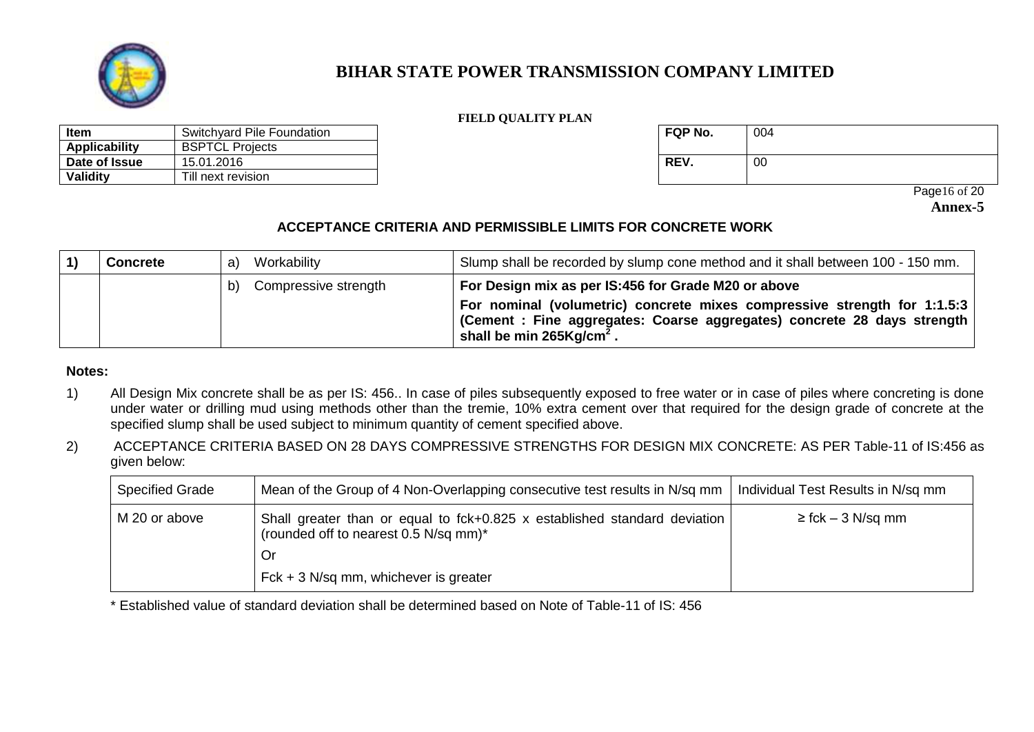# BIHAR STATE POWER TRANSMISSION COMPANY LIMITED

**FIELD QUALITY PLAN**

| | |
|---|---|
| **Item** | Switchyard Pile Foundation |
| **Applicability** | BSPTCL Projects |
| **Date of Issue** | 15.01.2016 |
| **Validity** | Till next revision |

| | |
|---|---|
| **FQP No.** | 004 |
| **REV.** | 00 |

**Annex-5**

### ACCEPTANCE CRITERIA AND PERMISSIBLE LIMITS FOR CONCRETE WORK

| | | | |
|---|---|---|---|
| **1)** | **Concrete** | a) Workability | Slump shall be recorded by slump cone method and it shall between 100 - 150 mm. |
| | | b) Compressive strength | **For Design mix as per IS:456 for Grade M20 or above**<br>**For nominal (volumetric) concrete mixes compressive strength for 1:1.5:3 (Cement : Fine aggregates: Coarse aggregates) concrete 28 days strength shall be min 265Kg/cm$^2$ .** |

**Notes:**

1) All Design Mix concrete shall be as per IS: 456.. In case of piles subsequently exposed to free water or in case of piles where concreting is done under water or drilling mud using methods other than the tremie, 10% extra cement over that required for the design grade of concrete at the specified slump shall be used subject to minimum quantity of cement specified above.

2) ACCEPTANCE CRITERIA BASED ON 28 DAYS COMPRESSIVE STRENGTHS FOR DESIGN MIX CONCRETE: AS PER Table-11 of IS:456 as given below:

| Specified Grade | Mean of the Group of 4 Non-Overlapping consecutive test results in N/sq mm | Individual Test Results in N/sq mm |
|---|---|---|
| M 20 or above | Shall greater than or equal to fck+0.825 x established standard deviation (rounded off to nearest 0.5 N/sq mm)*<br>Or<br>Fck + 3 N/sq mm, whichever is greater | ≥ fck – 3 N/sq mm |

\* Established value of standard deviation shall be determined based on Note of Table-11 of IS: 456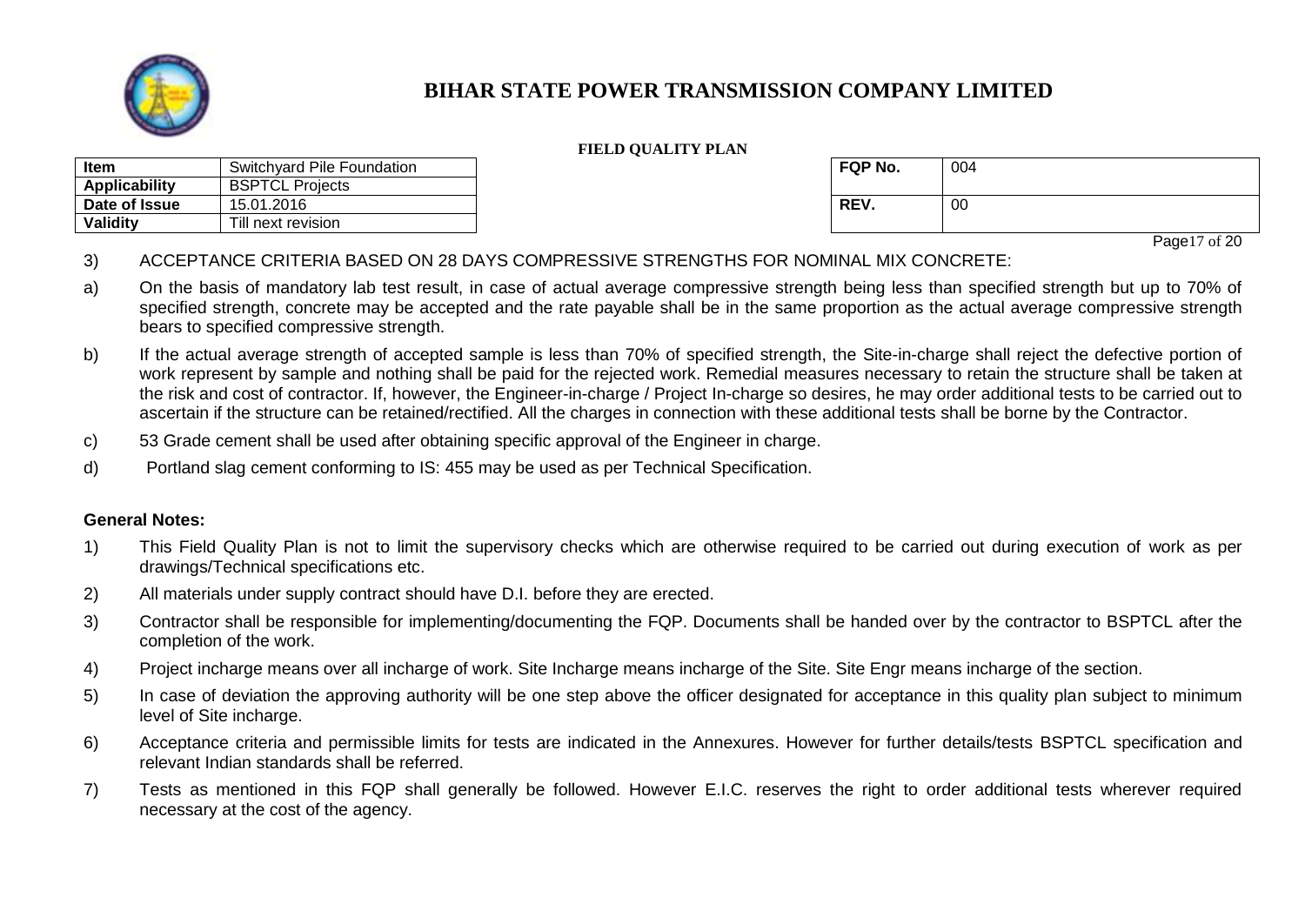# BIHAR STATE POWER TRANSMISSION COMPANY LIMITED

**FIELD QUALITY PLAN**

| **Item** | Switchyard Pile Foundation |
|---|---|
| **Applicability** | BSPTCL Projects |
| **Date of Issue** | 15.01.2016 |
| **Validity** | Till next revision |

| **FQP No.** | 004 |
|---|---|
| **REV.** | 00 |

3) ACCEPTANCE CRITERIA BASED ON 28 DAYS COMPRESSIVE STRENGTHS FOR NOMINAL MIX CONCRETE:

a) On the basis of mandatory lab test result, in case of actual average compressive strength being less than specified strength but up to 70% of specified strength, concrete may be accepted and the rate payable shall be in the same proportion as the actual average compressive strength bears to specified compressive strength.

b) If the actual average strength of accepted sample is less than 70% of specified strength, the Site-in-charge shall reject the defective portion of work represent by sample and nothing shall be paid for the rejected work. Remedial measures necessary to retain the structure shall be taken at the risk and cost of contractor. If, however, the Engineer-in-charge / Project In-charge so desires, he may order additional tests to be carried out to ascertain if the structure can be retained/rectified. All the charges in connection with these additional tests shall be borne by the Contractor.

c) 53 Grade cement shall be used after obtaining specific approval of the Engineer in charge.

d) Portland slag cement conforming to IS: 455 may be used as per Technical Specification.

**General Notes:**

1) This Field Quality Plan is not to limit the supervisory checks which are otherwise required to be carried out during execution of work as per drawings/Technical specifications etc.

2) All materials under supply contract should have D.I. before they are erected.

3) Contractor shall be responsible for implementing/documenting the FQP. Documents shall be handed over by the contractor to BSPTCL after the completion of the work.

4) Project incharge means over all incharge of work. Site Incharge means incharge of the Site. Site Engr means incharge of the section.

5) In case of deviation the approving authority will be one step above the officer designated for acceptance in this quality plan subject to minimum level of Site incharge.

6) Acceptance criteria and permissible limits for tests are indicated in the Annexures. However for further details/tests BSPTCL specification and relevant Indian standards shall be referred.

7) Tests as mentioned in this FQP shall generally be followed. However E.I.C. reserves the right to order additional tests wherever required necessary at the cost of the agency.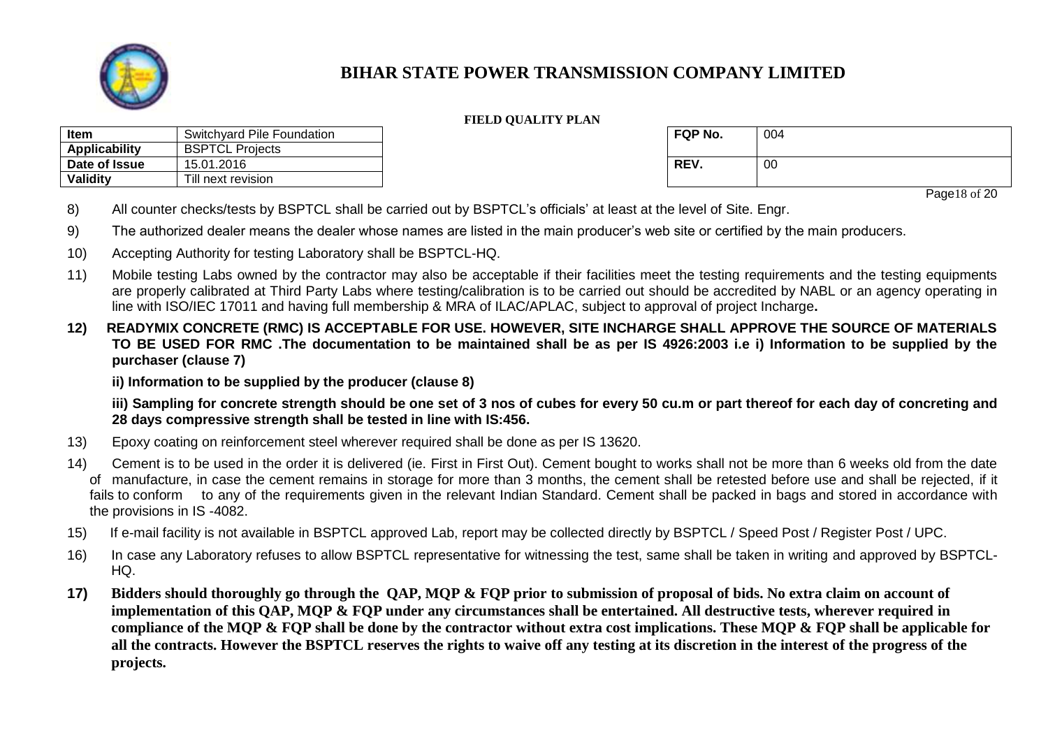# BIHAR STATE POWER TRANSMISSION COMPANY LIMITED

**FIELD QUALITY PLAN**

| | |
|---|---|
| **Item** | Switchyard Pile Foundation |
| **Applicability** | BSPTCL Projects |
| **Date of Issue** | 15.01.2016 |
| **Validity** | Till next revision |

| | |
|---|---|
| **FQP No.** | 004 |
| **REV.** | 00 |

8) All counter checks/tests by BSPTCL shall be carried out by BSPTCL's officials' at least at the level of Site. Engr.

9) The authorized dealer means the dealer whose names are listed in the main producer's web site or certified by the main producers.

10) Accepting Authority for testing Laboratory shall be BSPTCL-HQ.

11) Mobile testing Labs owned by the contractor may also be acceptable if their facilities meet the testing requirements and the testing equipments are properly calibrated at Third Party Labs where testing/calibration is to be carried out should be accredited by NABL or an agency operating in line with ISO/IEC 17011 and having full membership & MRA of ILAC/APLAC, subject to approval of project Incharge**.**

**12) READYMIX CONCRETE (RMC) IS ACCEPTABLE FOR USE. HOWEVER, SITE INCHARGE SHALL APPROVE THE SOURCE OF MATERIALS TO BE USED FOR RMC .The documentation to be maintained shall be as per IS 4926:2003 i.e i) Information to be supplied by the purchaser (clause 7)**

**ii) Information to be supplied by the producer (clause 8)**

**iii) Sampling for concrete strength should be one set of 3 nos of cubes for every 50 cu.m or part thereof for each day of concreting and 28 days compressive strength shall be tested in line with IS:456.**

13) Epoxy coating on reinforcement steel wherever required shall be done as per IS 13620.

14) Cement is to be used in the order it is delivered (ie. First in First Out). Cement bought to works shall not be more than 6 weeks old from the date of manufacture, in case the cement remains in storage for more than 3 months, the cement shall be retested before use and shall be rejected, if it fails to conform to any of the requirements given in the relevant Indian Standard. Cement shall be packed in bags and stored in accordance with the provisions in IS -4082.

15) If e-mail facility is not available in BSPTCL approved Lab, report may be collected directly by BSPTCL / Speed Post / Register Post / UPC.

16) In case any Laboratory refuses to allow BSPTCL representative for witnessing the test, same shall be taken in writing and approved by BSPTCL-HQ.

**17) Bidders should thoroughly go through the QAP, MQP & FQP prior to submission of proposal of bids. No extra claim on account of implementation of this QAP, MQP & FQP under any circumstances shall be entertained. All destructive tests, wherever required in compliance of the MQP & FQP shall be done by the contractor without extra cost implications. These MQP & FQP shall be applicable for all the contracts. However the BSPTCL reserves the rights to waive off any testing at its discretion in the interest of the progress of the projects.**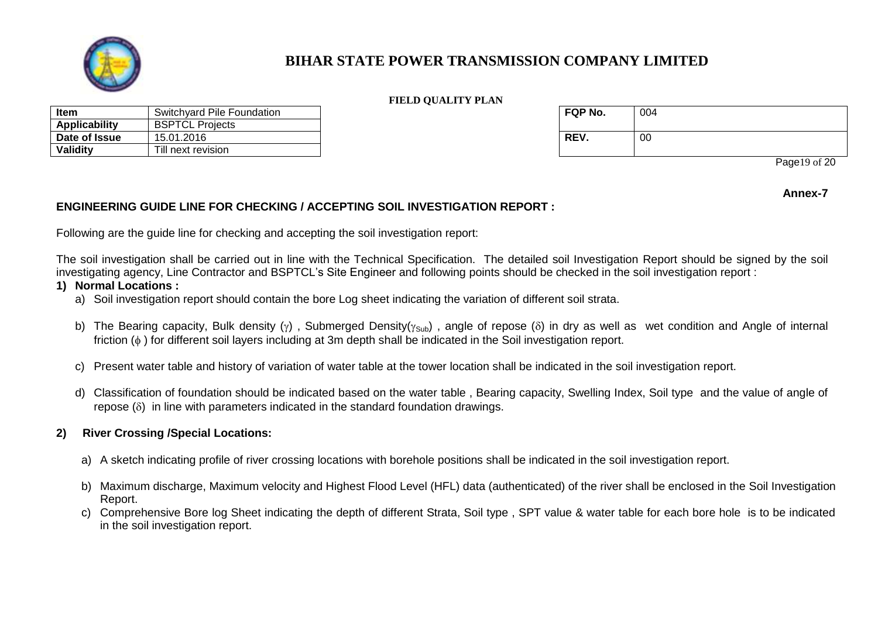# BIHAR STATE POWER TRANSMISSION COMPANY LIMITED

**FIELD QUALITY PLAN**

| | |
|---|---|
| **Item** | Switchyard Pile Foundation |
| **Applicability** | BSPTCL Projects |
| **Date of Issue** | 15.01.2016 |
| **Validity** | Till next revision |

| | |
|---|---|
| **FQP No.** | 004 |
| **REV.** | 00 |

**Annex-7**

**ENGINEERING GUIDE LINE FOR CHECKING / ACCEPTING SOIL INVESTIGATION REPORT :**

Following are the guide line for checking and accepting the soil investigation report:

The soil investigation shall be carried out in line with the Technical Specification. The detailed soil Investigation Report should be signed by the soil investigating agency, Line Contractor and BSPTCL's Site Engineer and following points should be checked in the soil investigation report :

**1) Normal Locations :**

a) Soil investigation report should contain the bore Log sheet indicating the variation of different soil strata.

b) The Bearing capacity, Bulk density ($\gamma$) , Submerged Density($\gamma_{Sub}$) , angle of repose ($\delta$) in dry as well as wet condition and Angle of internal friction ($\phi$ ) for different soil layers including at 3m depth shall be indicated in the Soil investigation report.

c) Present water table and history of variation of water table at the tower location shall be indicated in the soil investigation report.

d) Classification of foundation should be indicated based on the water table , Bearing capacity, Swelling Index, Soil type and the value of angle of repose ($\delta$) in line with parameters indicated in the standard foundation drawings.

**2) River Crossing /Special Locations:**

a) A sketch indicating profile of river crossing locations with borehole positions shall be indicated in the soil investigation report.

b) Maximum discharge, Maximum velocity and Highest Flood Level (HFL) data (authenticated) of the river shall be enclosed in the Soil Investigation Report.

c) Comprehensive Bore log Sheet indicating the depth of different Strata, Soil type , SPT value & water table for each bore hole is to be indicated in the soil investigation report.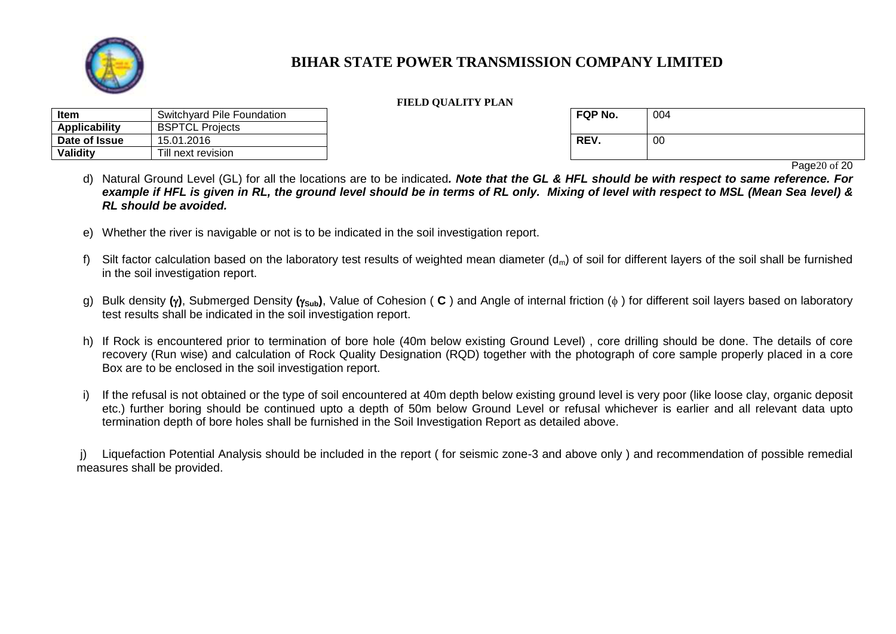d) Natural Ground Level (GL) for all the locations are to be indicated***. Note that the GL & HFL should be with respect to same reference. For example if HFL is given in RL, the ground level should be in terms of RL only. Mixing of level with respect to MSL (Mean Sea level) & RL should be avoided.***

e) Whether the river is navigable or not is to be indicated in the soil investigation report.

f) Silt factor calculation based on the laboratory test results of weighted mean diameter ($d_m$) of soil for different layers of the soil shall be furnished in the soil investigation report.

g) Bulk density **($\gamma$)**, Submerged Density **($\gamma_{Sub}$)**, Value of Cohesion ( **C** ) and Angle of internal friction ($\phi$ ) for different soil layers based on laboratory test results shall be indicated in the soil investigation report.

h) If Rock is encountered prior to termination of bore hole (40m below existing Ground Level) , core drilling should be done. The details of core recovery (Run wise) and calculation of Rock Quality Designation (RQD) together with the photograph of core sample properly placed in a core Box are to be enclosed in the soil investigation report.

i) If the refusal is not obtained or the type of soil encountered at 40m depth below existing ground level is very poor (like loose clay, organic deposit etc.) further boring should be continued upto a depth of 50m below Ground Level or refusal whichever is earlier and all relevant data upto termination depth of bore holes shall be furnished in the Soil Investigation Report as detailed above.

j) Liquefaction Potential Analysis should be included in the report ( for seismic zone-3 and above only ) and recommendation of possible remedial measures shall be provided.